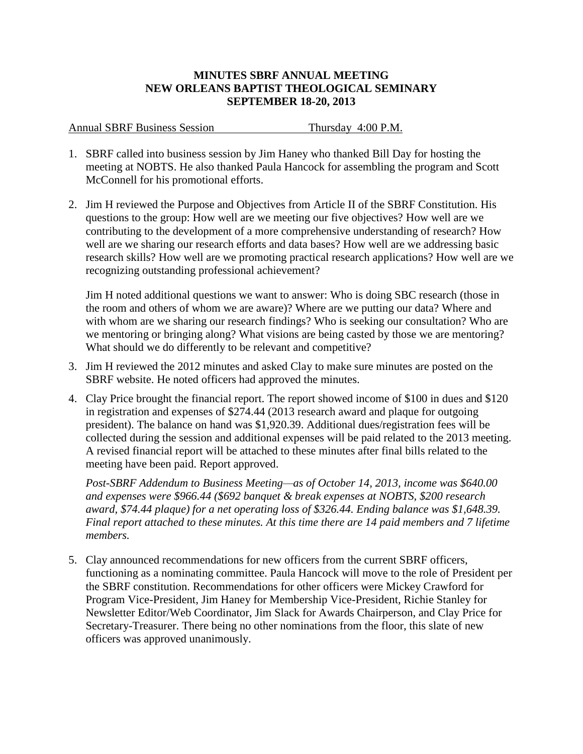**MINUTES SBRF ANNUAL MEETING**
**NEW ORLEANS BAPTIST THEOLOGICAL SEMINARY**
**SEPTEMBER 18-20, 2013**

Annual SBRF Business Session Thursday 4:00 P.M.

1. SBRF called into business session by Jim Haney who thanked Bill Day for hosting the meeting at NOBTS. He also thanked Paula Hancock for assembling the program and Scott McConnell for his promotional efforts.

2. Jim H reviewed the Purpose and Objectives from Article II of the SBRF Constitution. His questions to the group: How well are we meeting our five objectives? How well are we contributing to the development of a more comprehensive understanding of research? How well are we sharing our research efforts and data bases? How well are we addressing basic research skills? How well are we promoting practical research applications? How well are we recognizing outstanding professional achievement?

   Jim H noted additional questions we want to answer: Who is doing SBC research (those in the room and others of whom we are aware)? Where are we putting our data? Where and with whom are we sharing our research findings? Who is seeking our consultation? Who are we mentoring or bringing along? What visions are being casted by those we are mentoring? What should we do differently to be relevant and competitive?

3. Jim H reviewed the 2012 minutes and asked Clay to make sure minutes are posted on the SBRF website. He noted officers had approved the minutes.

4. Clay Price brought the financial report. The report showed income of $100 in dues and $120 in registration and expenses of $274.44 (2013 research award and plaque for outgoing president). The balance on hand was $1,920.39. Additional dues/registration fees will be collected during the session and additional expenses will be paid related to the 2013 meeting. A revised financial report will be attached to these minutes after final bills related to the meeting have been paid. Report approved.

   *Post-SBRF Addendum to Business Meeting—as of October 14, 2013, income was $640.00 and expenses were $966.44 ($692 banquet & break expenses at NOBTS, $200 research award, $74.44 plaque) for a net operating loss of $326.44. Ending balance was $1,648.39. Final report attached to these minutes. At this time there are 14 paid members and 7 lifetime members.*

5. Clay announced recommendations for new officers from the current SBRF officers, functioning as a nominating committee. Paula Hancock will move to the role of President per the SBRF constitution. Recommendations for other officers were Mickey Crawford for Program Vice-President, Jim Haney for Membership Vice-President, Richie Stanley for Newsletter Editor/Web Coordinator, Jim Slack for Awards Chairperson, and Clay Price for Secretary-Treasurer. There being no other nominations from the floor, this slate of new officers was approved unanimously.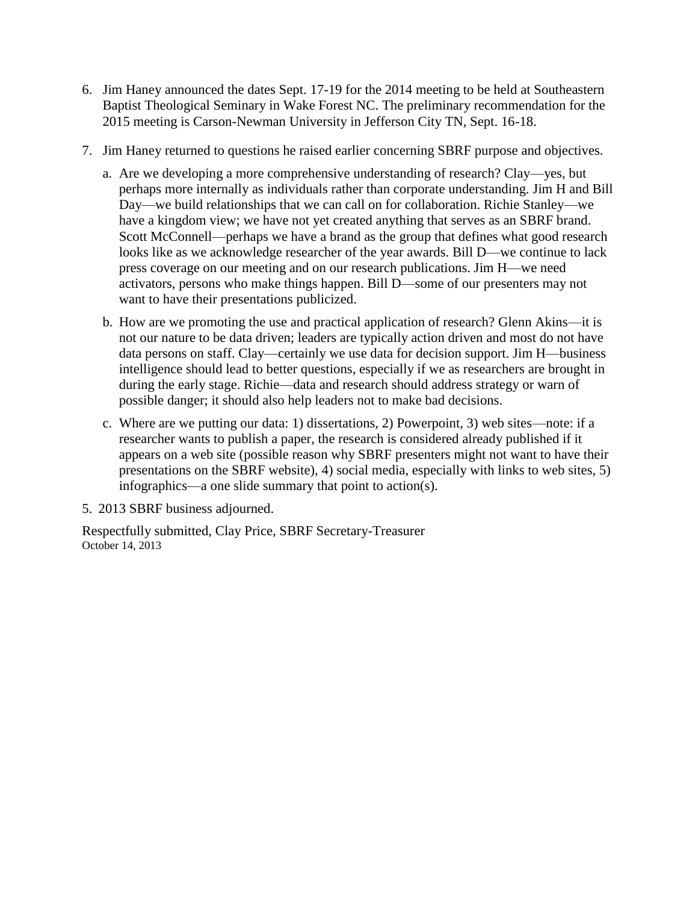6. Jim Haney announced the dates Sept. 17-19 for the 2014 meeting to be held at Southeastern Baptist Theological Seminary in Wake Forest NC. The preliminary recommendation for the 2015 meeting is Carson-Newman University in Jefferson City TN, Sept. 16-18.

7. Jim Haney returned to questions he raised earlier concerning SBRF purpose and objectives.

   a. Are we developing a more comprehensive understanding of research? Clay—yes, but perhaps more internally as individuals rather than corporate understanding. Jim H and Bill Day—we build relationships that we can call on for collaboration. Richie Stanley—we have a kingdom view; we have not yet created anything that serves as an SBRF brand. Scott McConnell—perhaps we have a brand as the group that defines what good research looks like as we acknowledge researcher of the year awards. Bill D—we continue to lack press coverage on our meeting and on our research publications. Jim H—we need activators, persons who make things happen. Bill D—some of our presenters may not want to have their presentations publicized.

   b. How are we promoting the use and practical application of research? Glenn Akins—it is not our nature to be data driven; leaders are typically action driven and most do not have data persons on staff. Clay—certainly we use data for decision support. Jim H—business intelligence should lead to better questions, especially if we as researchers are brought in during the early stage. Richie—data and research should address strategy or warn of possible danger; it should also help leaders not to make bad decisions.

   c. Where are we putting our data: 1) dissertations, 2) Powerpoint, 3) web sites—note: if a researcher wants to publish a paper, the research is considered already published if it appears on a web site (possible reason why SBRF presenters might not want to have their presentations on the SBRF website), 4) social media, especially with links to web sites, 5) infographics—a one slide summary that point to action(s).

5. 2013 SBRF business adjourned.

Respectfully submitted, Clay Price, SBRF Secretary-Treasurer
October 14, 2013